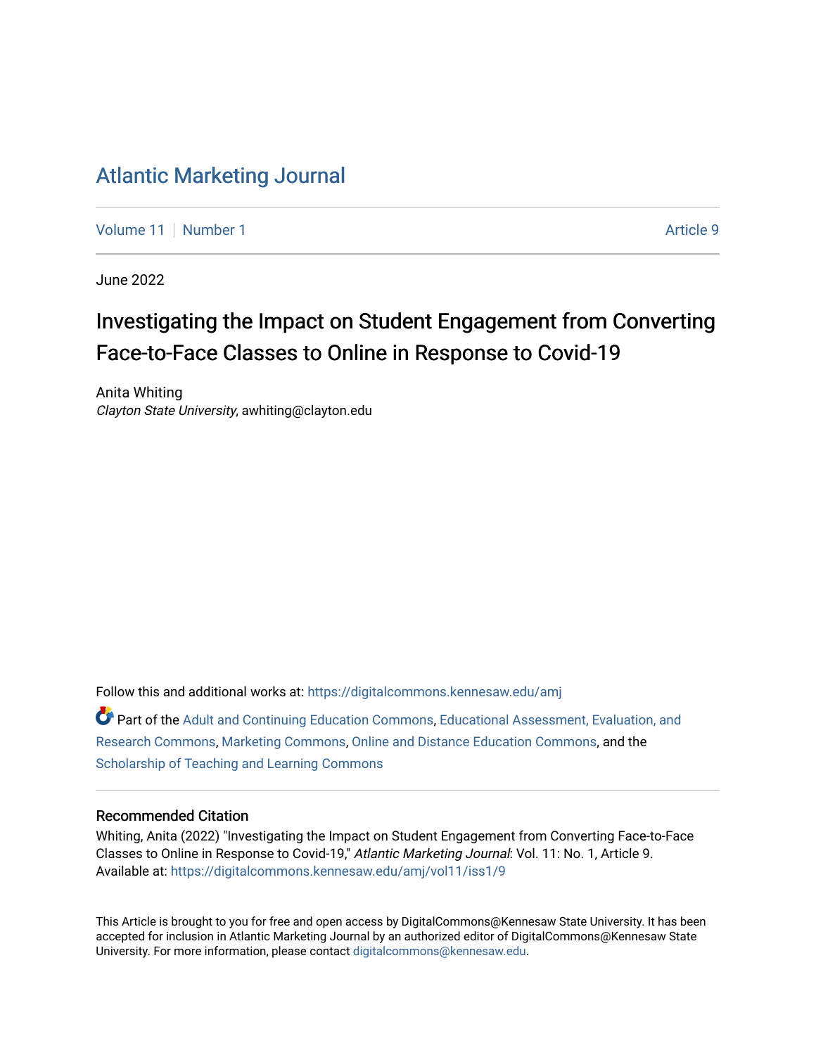# Atlantic Marketing Journal

Volume 11 | Number 1 | Article 9

June 2022

## Investigating the Impact on Student Engagement from Converting Face-to-Face Classes to Online in Response to Covid-19

Anita Whiting
*Clayton State University*, awhiting@clayton.edu

Follow this and additional works at: https://digitalcommons.kennesaw.edu/amj

Part of the Adult and Continuing Education Commons, Educational Assessment, Evaluation, and Research Commons, Marketing Commons, Online and Distance Education Commons, and the Scholarship of Teaching and Learning Commons

### Recommended Citation

Whiting, Anita (2022) "Investigating the Impact on Student Engagement from Converting Face-to-Face Classes to Online in Response to Covid-19," *Atlantic Marketing Journal*: Vol. 11: No. 1, Article 9.
Available at: https://digitalcommons.kennesaw.edu/amj/vol11/iss1/9

This Article is brought to you for free and open access by DigitalCommons@Kennesaw State University. It has been accepted for inclusion in Atlantic Marketing Journal by an authorized editor of DigitalCommons@Kennesaw State University. For more information, please contact digitalcommons@kennesaw.edu.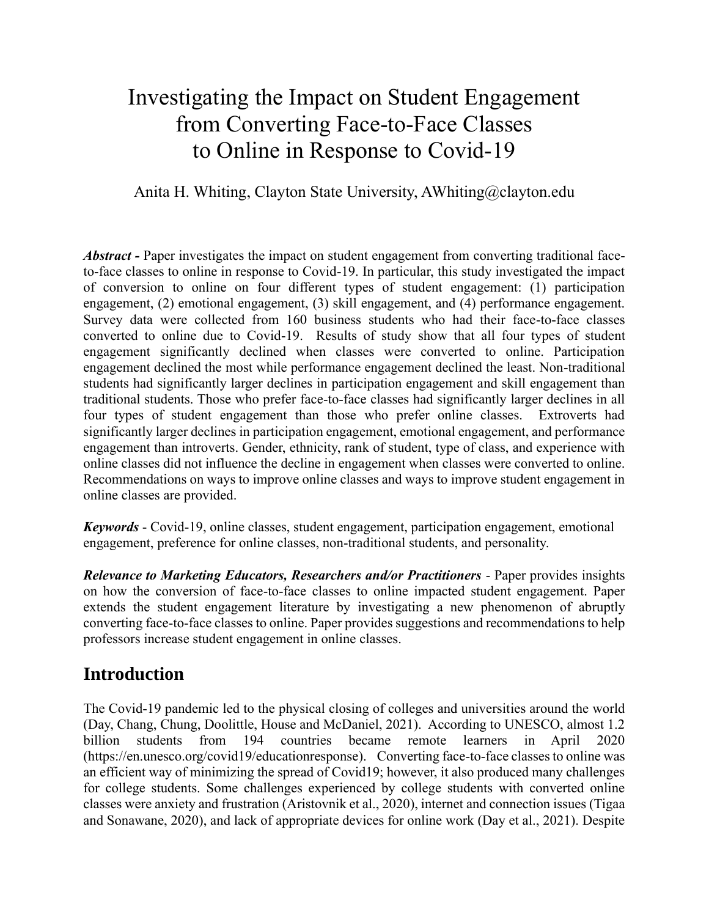# Investigating the Impact on Student Engagement from Converting Face-to-Face Classes to Online in Response to Covid-19

Anita H. Whiting, Clayton State University, AWhiting@clayton.edu

***Abstract -*** Paper investigates the impact on student engagement from converting traditional face-to-face classes to online in response to Covid-19. In particular, this study investigated the impact of conversion to online on four different types of student engagement: (1) participation engagement, (2) emotional engagement, (3) skill engagement, and (4) performance engagement. Survey data were collected from 160 business students who had their face-to-face classes converted to online due to Covid-19. Results of study show that all four types of student engagement significantly declined when classes were converted to online. Participation engagement declined the most while performance engagement declined the least. Non-traditional students had significantly larger declines in participation engagement and skill engagement than traditional students. Those who prefer face-to-face classes had significantly larger declines in all four types of student engagement than those who prefer online classes. Extroverts had significantly larger declines in participation engagement, emotional engagement, and performance engagement than introverts. Gender, ethnicity, rank of student, type of class, and experience with online classes did not influence the decline in engagement when classes were converted to online. Recommendations on ways to improve online classes and ways to improve student engagement in online classes are provided.

***Keywords*** - Covid-19, online classes, student engagement, participation engagement, emotional engagement, preference for online classes, non-traditional students, and personality.

***Relevance to Marketing Educators, Researchers and/or Practitioners*** - Paper provides insights on how the conversion of face-to-face classes to online impacted student engagement. Paper extends the student engagement literature by investigating a new phenomenon of abruptly converting face-to-face classes to online. Paper provides suggestions and recommendations to help professors increase student engagement in online classes.

## Introduction

The Covid-19 pandemic led to the physical closing of colleges and universities around the world (Day, Chang, Chung, Doolittle, House and McDaniel, 2021). According to UNESCO, almost 1.2 billion students from 194 countries became remote learners in April 2020 (https://en.unesco.org/covid19/educationresponse). Converting face-to-face classes to online was an efficient way of minimizing the spread of Covid19; however, it also produced many challenges for college students. Some challenges experienced by college students with converted online classes were anxiety and frustration (Aristovnik et al., 2020), internet and connection issues (Tigaa and Sonawane, 2020), and lack of appropriate devices for online work (Day et al., 2021). Despite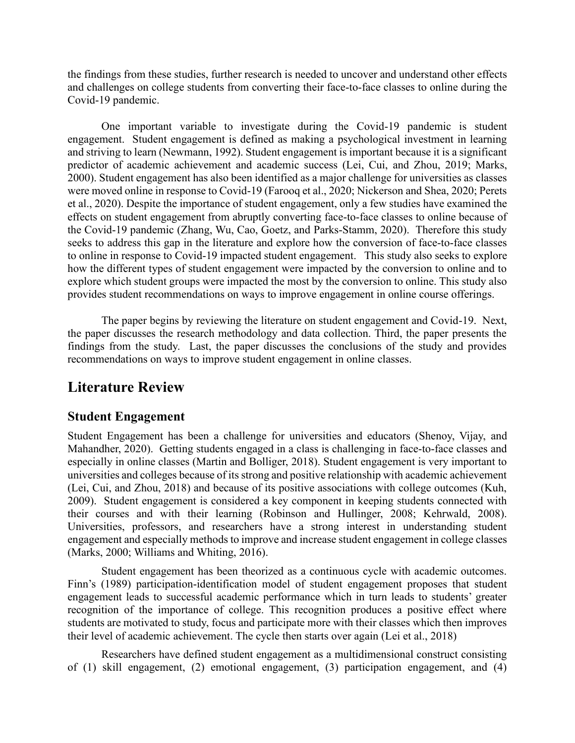the findings from these studies, further research is needed to uncover and understand other effects and challenges on college students from converting their face-to-face classes to online during the Covid-19 pandemic.

One important variable to investigate during the Covid-19 pandemic is student engagement. Student engagement is defined as making a psychological investment in learning and striving to learn (Newmann, 1992). Student engagement is important because it is a significant predictor of academic achievement and academic success (Lei, Cui, and Zhou, 2019; Marks, 2000). Student engagement has also been identified as a major challenge for universities as classes were moved online in response to Covid-19 (Farooq et al., 2020; Nickerson and Shea, 2020; Perets et al., 2020). Despite the importance of student engagement, only a few studies have examined the effects on student engagement from abruptly converting face-to-face classes to online because of the Covid-19 pandemic (Zhang, Wu, Cao, Goetz, and Parks-Stamm, 2020). Therefore this study seeks to address this gap in the literature and explore how the conversion of face-to-face classes to online in response to Covid-19 impacted student engagement. This study also seeks to explore how the different types of student engagement were impacted by the conversion to online and to explore which student groups were impacted the most by the conversion to online. This study also provides student recommendations on ways to improve engagement in online course offerings.

The paper begins by reviewing the literature on student engagement and Covid-19. Next, the paper discusses the research methodology and data collection. Third, the paper presents the findings from the study. Last, the paper discusses the conclusions of the study and provides recommendations on ways to improve student engagement in online classes.

## Literature Review

### Student Engagement

Student Engagement has been a challenge for universities and educators (Shenoy, Vijay, and Mahandher, 2020). Getting students engaged in a class is challenging in face-to-face classes and especially in online classes (Martin and Bolliger, 2018). Student engagement is very important to universities and colleges because of its strong and positive relationship with academic achievement (Lei, Cui, and Zhou, 2018) and because of its positive associations with college outcomes (Kuh, 2009). Student engagement is considered a key component in keeping students connected with their courses and with their learning (Robinson and Hullinger, 2008; Kehrwald, 2008). Universities, professors, and researchers have a strong interest in understanding student engagement and especially methods to improve and increase student engagement in college classes (Marks, 2000; Williams and Whiting, 2016).

Student engagement has been theorized as a continuous cycle with academic outcomes. Finn's (1989) participation-identification model of student engagement proposes that student engagement leads to successful academic performance which in turn leads to students' greater recognition of the importance of college. This recognition produces a positive effect where students are motivated to study, focus and participate more with their classes which then improves their level of academic achievement. The cycle then starts over again (Lei et al., 2018)

Researchers have defined student engagement as a multidimensional construct consisting of (1) skill engagement, (2) emotional engagement, (3) participation engagement, and (4)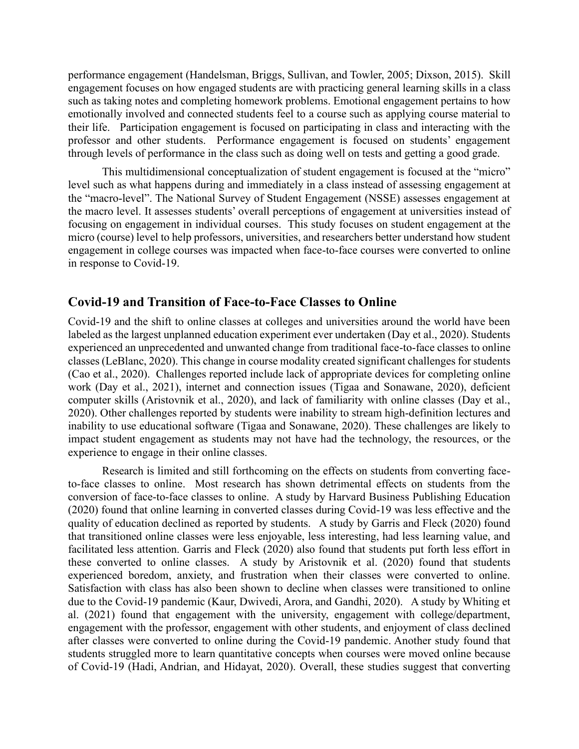performance engagement (Handelsman, Briggs, Sullivan, and Towler, 2005; Dixson, 2015). Skill engagement focuses on how engaged students are with practicing general learning skills in a class such as taking notes and completing homework problems. Emotional engagement pertains to how emotionally involved and connected students feel to a course such as applying course material to their life. Participation engagement is focused on participating in class and interacting with the professor and other students. Performance engagement is focused on students' engagement through levels of performance in the class such as doing well on tests and getting a good grade.

This multidimensional conceptualization of student engagement is focused at the "micro" level such as what happens during and immediately in a class instead of assessing engagement at the "macro-level". The National Survey of Student Engagement (NSSE) assesses engagement at the macro level. It assesses students' overall perceptions of engagement at universities instead of focusing on engagement in individual courses. This study focuses on student engagement at the micro (course) level to help professors, universities, and researchers better understand how student engagement in college courses was impacted when face-to-face courses were converted to online in response to Covid-19.

## Covid-19 and Transition of Face-to-Face Classes to Online

Covid-19 and the shift to online classes at colleges and universities around the world have been labeled as the largest unplanned education experiment ever undertaken (Day et al., 2020). Students experienced an unprecedented and unwanted change from traditional face-to-face classes to online classes (LeBlanc, 2020). This change in course modality created significant challenges for students (Cao et al., 2020). Challenges reported include lack of appropriate devices for completing online work (Day et al., 2021), internet and connection issues (Tigaa and Sonawane, 2020), deficient computer skills (Aristovnik et al., 2020), and lack of familiarity with online classes (Day et al., 2020). Other challenges reported by students were inability to stream high-definition lectures and inability to use educational software (Tigaa and Sonawane, 2020). These challenges are likely to impact student engagement as students may not have had the technology, the resources, or the experience to engage in their online classes.

Research is limited and still forthcoming on the effects on students from converting face-to-face classes to online. Most research has shown detrimental effects on students from the conversion of face-to-face classes to online. A study by Harvard Business Publishing Education (2020) found that online learning in converted classes during Covid-19 was less effective and the quality of education declined as reported by students. A study by Garris and Fleck (2020) found that transitioned online classes were less enjoyable, less interesting, had less learning value, and facilitated less attention. Garris and Fleck (2020) also found that students put forth less effort in these converted to online classes. A study by Aristovnik et al. (2020) found that students experienced boredom, anxiety, and frustration when their classes were converted to online. Satisfaction with class has also been shown to decline when classes were transitioned to online due to the Covid-19 pandemic (Kaur, Dwivedi, Arora, and Gandhi, 2020). A study by Whiting et al. (2021) found that engagement with the university, engagement with college/department, engagement with the professor, engagement with other students, and enjoyment of class declined after classes were converted to online during the Covid-19 pandemic. Another study found that students struggled more to learn quantitative concepts when courses were moved online because of Covid-19 (Hadi, Andrian, and Hidayat, 2020). Overall, these studies suggest that converting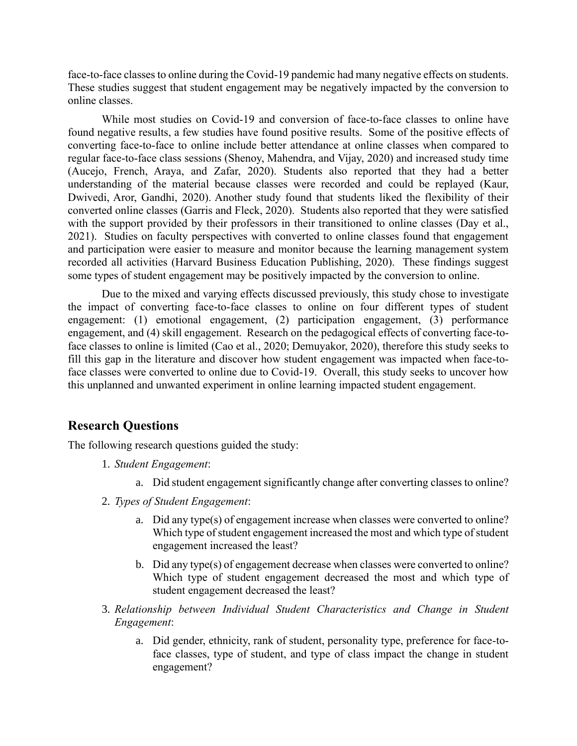face-to-face classes to online during the Covid-19 pandemic had many negative effects on students. These studies suggest that student engagement may be negatively impacted by the conversion to online classes.

While most studies on Covid-19 and conversion of face-to-face classes to online have found negative results, a few studies have found positive results. Some of the positive effects of converting face-to-face to online include better attendance at online classes when compared to regular face-to-face class sessions (Shenoy, Mahendra, and Vijay, 2020) and increased study time (Aucejo, French, Araya, and Zafar, 2020). Students also reported that they had a better understanding of the material because classes were recorded and could be replayed (Kaur, Dwivedi, Aror, Gandhi, 2020). Another study found that students liked the flexibility of their converted online classes (Garris and Fleck, 2020). Students also reported that they were satisfied with the support provided by their professors in their transitioned to online classes (Day et al., 2021). Studies on faculty perspectives with converted to online classes found that engagement and participation were easier to measure and monitor because the learning management system recorded all activities (Harvard Business Education Publishing, 2020). These findings suggest some types of student engagement may be positively impacted by the conversion to online.

Due to the mixed and varying effects discussed previously, this study chose to investigate the impact of converting face-to-face classes to online on four different types of student engagement: (1) emotional engagement, (2) participation engagement, (3) performance engagement, and (4) skill engagement. Research on the pedagogical effects of converting face-to-face classes to online is limited (Cao et al., 2020; Demuyakor, 2020), therefore this study seeks to fill this gap in the literature and discover how student engagement was impacted when face-to-face classes were converted to online due to Covid-19. Overall, this study seeks to uncover how this unplanned and unwanted experiment in online learning impacted student engagement.

## Research Questions

The following research questions guided the study:

1. *Student Engagement*:
   a. Did student engagement significantly change after converting classes to online?
2. *Types of Student Engagement*:
   a. Did any type(s) of engagement increase when classes were converted to online? Which type of student engagement increased the most and which type of student engagement increased the least?
   b. Did any type(s) of engagement decrease when classes were converted to online? Which type of student engagement decreased the most and which type of student engagement decreased the least?
3. *Relationship between Individual Student Characteristics and Change in Student Engagement*:
   a. Did gender, ethnicity, rank of student, personality type, preference for face-to-face classes, type of student, and type of class impact the change in student engagement?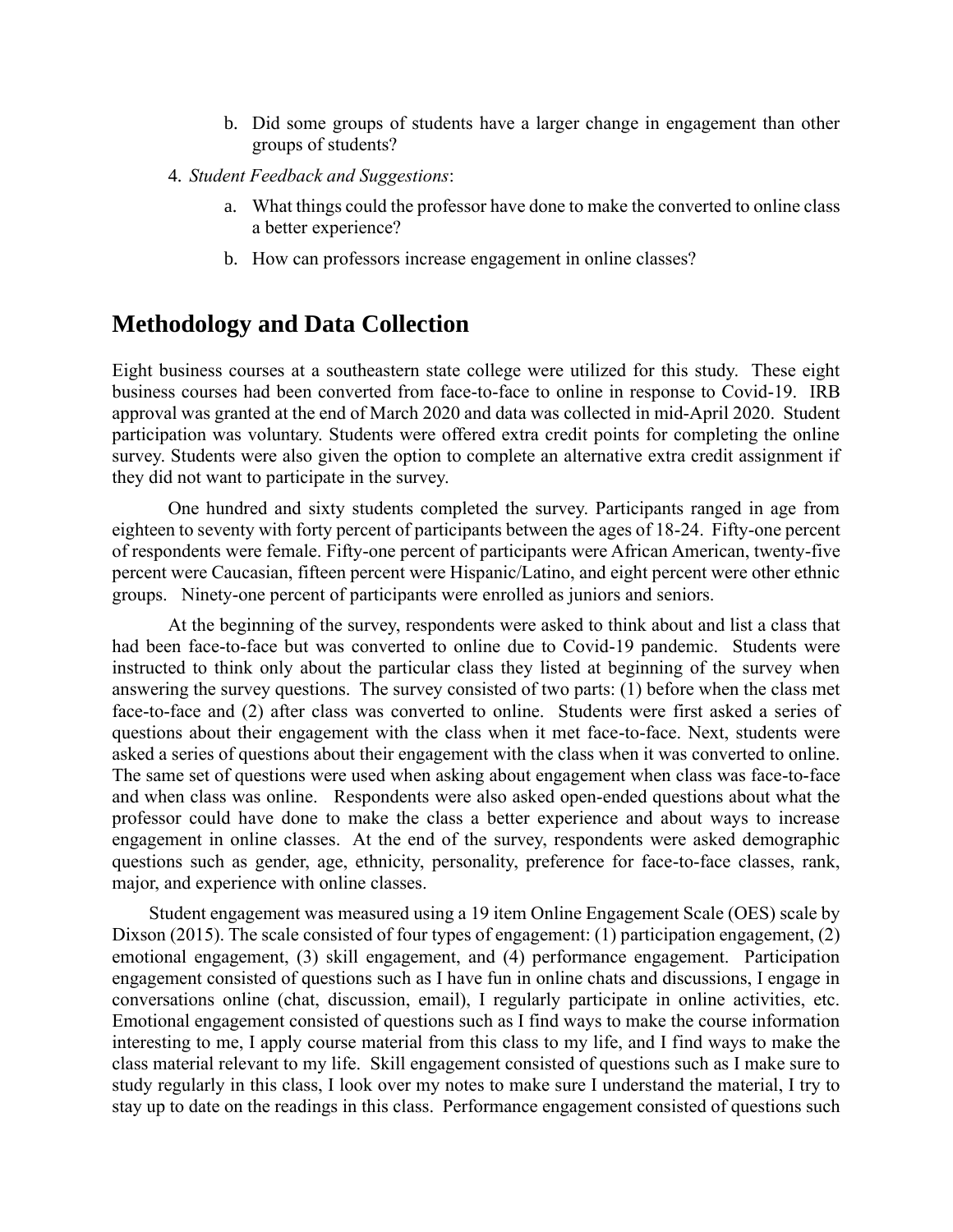b. Did some groups of students have a larger change in engagement than other groups of students?

4. *Student Feedback and Suggestions*:

   a. What things could the professor have done to make the converted to online class a better experience?

   b. How can professors increase engagement in online classes?

## Methodology and Data Collection

Eight business courses at a southeastern state college were utilized for this study. These eight business courses had been converted from face-to-face to online in response to Covid-19. IRB approval was granted at the end of March 2020 and data was collected in mid-April 2020. Student participation was voluntary. Students were offered extra credit points for completing the online survey. Students were also given the option to complete an alternative extra credit assignment if they did not want to participate in the survey.

One hundred and sixty students completed the survey. Participants ranged in age from eighteen to seventy with forty percent of participants between the ages of 18-24. Fifty-one percent of respondents were female. Fifty-one percent of participants were African American, twenty-five percent were Caucasian, fifteen percent were Hispanic/Latino, and eight percent were other ethnic groups. Ninety-one percent of participants were enrolled as juniors and seniors.

At the beginning of the survey, respondents were asked to think about and list a class that had been face-to-face but was converted to online due to Covid-19 pandemic. Students were instructed to think only about the particular class they listed at beginning of the survey when answering the survey questions. The survey consisted of two parts: (1) before when the class met face-to-face and (2) after class was converted to online. Students were first asked a series of questions about their engagement with the class when it met face-to-face. Next, students were asked a series of questions about their engagement with the class when it was converted to online. The same set of questions were used when asking about engagement when class was face-to-face and when class was online. Respondents were also asked open-ended questions about what the professor could have done to make the class a better experience and about ways to increase engagement in online classes. At the end of the survey, respondents were asked demographic questions such as gender, age, ethnicity, personality, preference for face-to-face classes, rank, major, and experience with online classes.

Student engagement was measured using a 19 item Online Engagement Scale (OES) scale by Dixson (2015). The scale consisted of four types of engagement: (1) participation engagement, (2) emotional engagement, (3) skill engagement, and (4) performance engagement. Participation engagement consisted of questions such as I have fun in online chats and discussions, I engage in conversations online (chat, discussion, email), I regularly participate in online activities, etc. Emotional engagement consisted of questions such as I find ways to make the course information interesting to me, I apply course material from this class to my life, and I find ways to make the class material relevant to my life. Skill engagement consisted of questions such as I make sure to study regularly in this class, I look over my notes to make sure I understand the material, I try to stay up to date on the readings in this class. Performance engagement consisted of questions such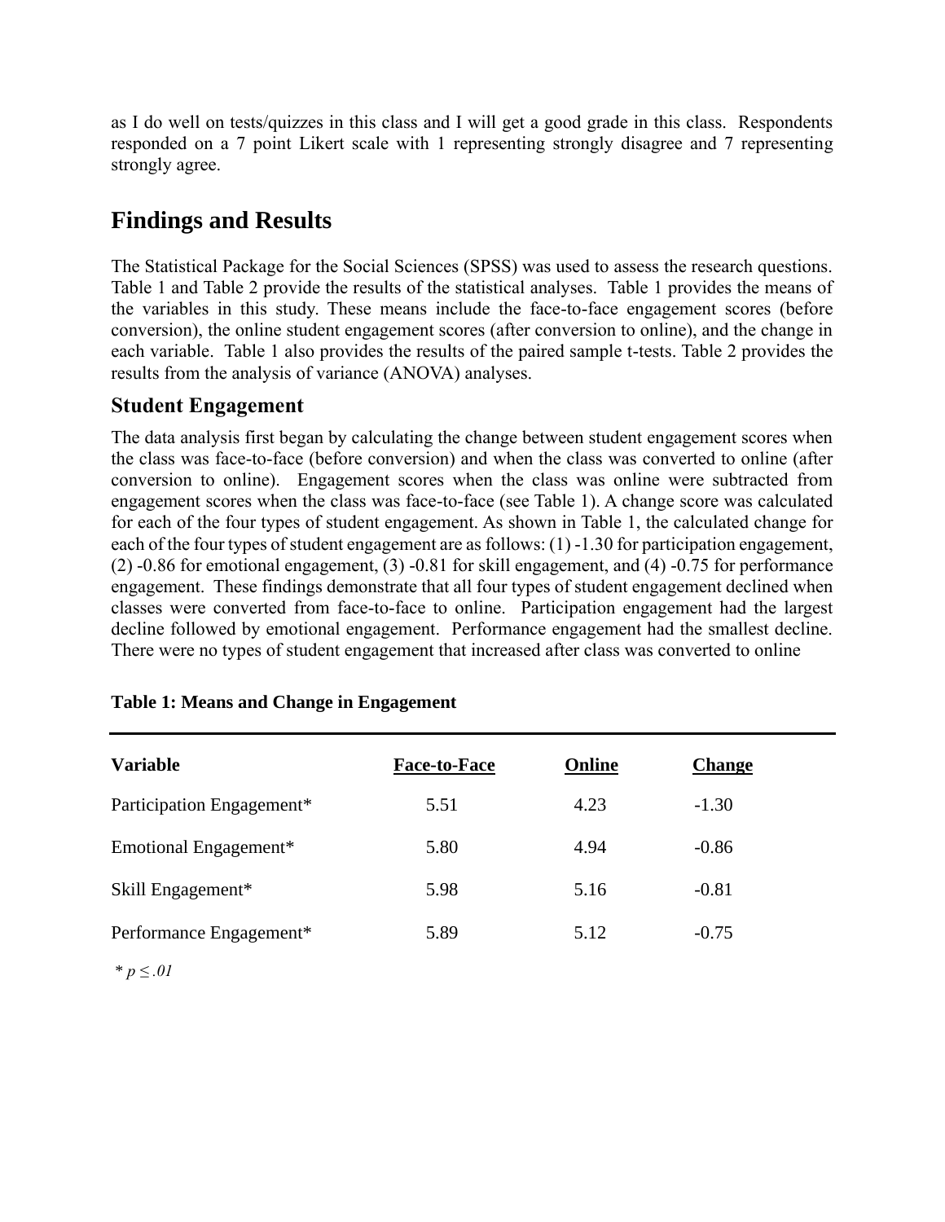as I do well on tests/quizzes in this class and I will get a good grade in this class. Respondents responded on a 7 point Likert scale with 1 representing strongly disagree and 7 representing strongly agree.

## Findings and Results

The Statistical Package for the Social Sciences (SPSS) was used to assess the research questions. Table 1 and Table 2 provide the results of the statistical analyses. Table 1 provides the means of the variables in this study. These means include the face-to-face engagement scores (before conversion), the online student engagement scores (after conversion to online), and the change in each variable. Table 1 also provides the results of the paired sample t-tests. Table 2 provides the results from the analysis of variance (ANOVA) analyses.

### Student Engagement

The data analysis first began by calculating the change between student engagement scores when the class was face-to-face (before conversion) and when the class was converted to online (after conversion to online). Engagement scores when the class was online were subtracted from engagement scores when the class was face-to-face (see Table 1). A change score was calculated for each of the four types of student engagement. As shown in Table 1, the calculated change for each of the four types of student engagement are as follows: (1) -1.30 for participation engagement, (2) -0.86 for emotional engagement, (3) -0.81 for skill engagement, and (4) -0.75 for performance engagement. These findings demonstrate that all four types of student engagement declined when classes were converted from face-to-face to online. Participation engagement had the largest decline followed by emotional engagement. Performance engagement had the smallest decline. There were no types of student engagement that increased after class was converted to online

**Table 1: Means and Change in Engagement**

| Variable | Face-to-Face | Online | Change |
|---|---|---|---|
| Participation Engagement* | 5.51 | 4.23 | -1.30 |
| Emotional Engagement* | 5.80 | 4.94 | -0.86 |
| Skill Engagement* | 5.98 | 5.16 | -0.81 |
| Performance Engagement* | 5.89 | 5.12 | -0.75 |

*\* $p \leq .01$*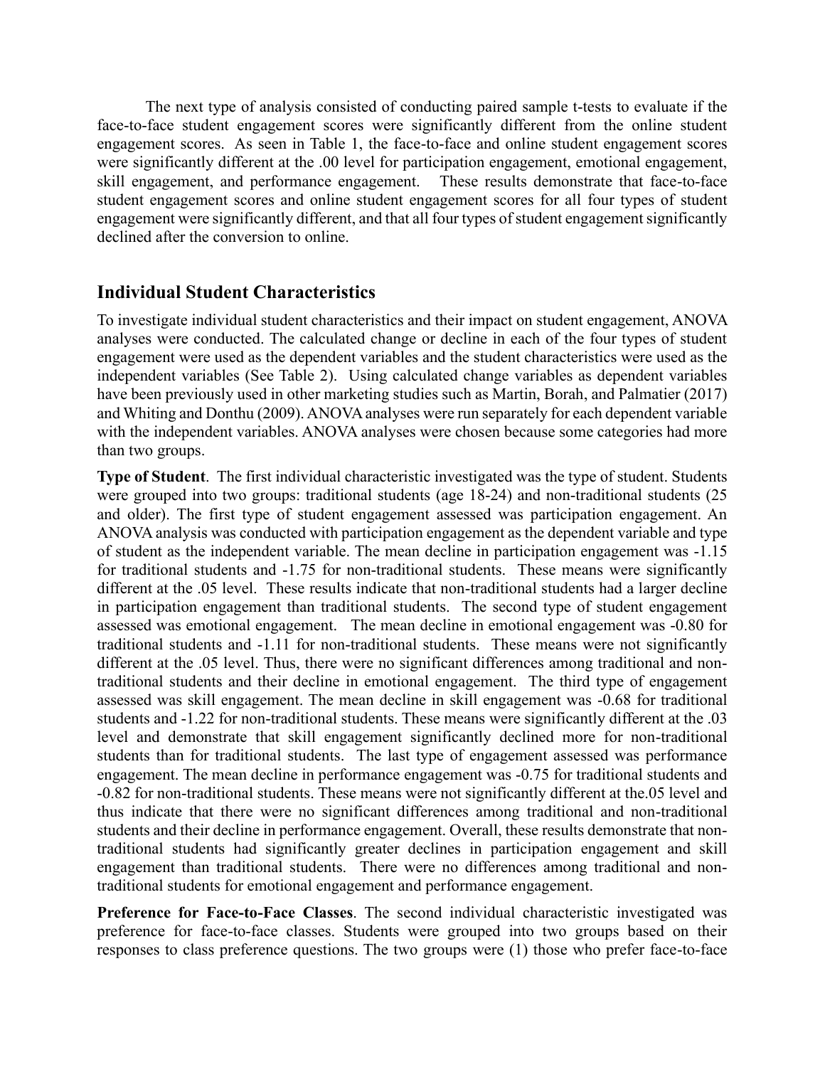The next type of analysis consisted of conducting paired sample t-tests to evaluate if the face-to-face student engagement scores were significantly different from the online student engagement scores. As seen in Table 1, the face-to-face and online student engagement scores were significantly different at the .00 level for participation engagement, emotional engagement, skill engagement, and performance engagement. These results demonstrate that face-to-face student engagement scores and online student engagement scores for all four types of student engagement were significantly different, and that all four types of student engagement significantly declined after the conversion to online.

## Individual Student Characteristics

To investigate individual student characteristics and their impact on student engagement, ANOVA analyses were conducted. The calculated change or decline in each of the four types of student engagement were used as the dependent variables and the student characteristics were used as the independent variables (See Table 2). Using calculated change variables as dependent variables have been previously used in other marketing studies such as Martin, Borah, and Palmatier (2017) and Whiting and Donthu (2009). ANOVA analyses were run separately for each dependent variable with the independent variables. ANOVA analyses were chosen because some categories had more than two groups.

**Type of Student**. The first individual characteristic investigated was the type of student. Students were grouped into two groups: traditional students (age 18-24) and non-traditional students (25 and older). The first type of student engagement assessed was participation engagement. An ANOVA analysis was conducted with participation engagement as the dependent variable and type of student as the independent variable. The mean decline in participation engagement was -1.15 for traditional students and -1.75 for non-traditional students. These means were significantly different at the .05 level. These results indicate that non-traditional students had a larger decline in participation engagement than traditional students. The second type of student engagement assessed was emotional engagement. The mean decline in emotional engagement was -0.80 for traditional students and -1.11 for non-traditional students. These means were not significantly different at the .05 level. Thus, there were no significant differences among traditional and non-traditional students and their decline in emotional engagement. The third type of engagement assessed was skill engagement. The mean decline in skill engagement was -0.68 for traditional students and -1.22 for non-traditional students. These means were significantly different at the .03 level and demonstrate that skill engagement significantly declined more for non-traditional students than for traditional students. The last type of engagement assessed was performance engagement. The mean decline in performance engagement was -0.75 for traditional students and -0.82 for non-traditional students. These means were not significantly different at the.05 level and thus indicate that there were no significant differences among traditional and non-traditional students and their decline in performance engagement. Overall, these results demonstrate that non-traditional students had significantly greater declines in participation engagement and skill engagement than traditional students. There were no differences among traditional and non-traditional students for emotional engagement and performance engagement.

**Preference for Face-to-Face Classes**. The second individual characteristic investigated was preference for face-to-face classes. Students were grouped into two groups based on their responses to class preference questions. The two groups were (1) those who prefer face-to-face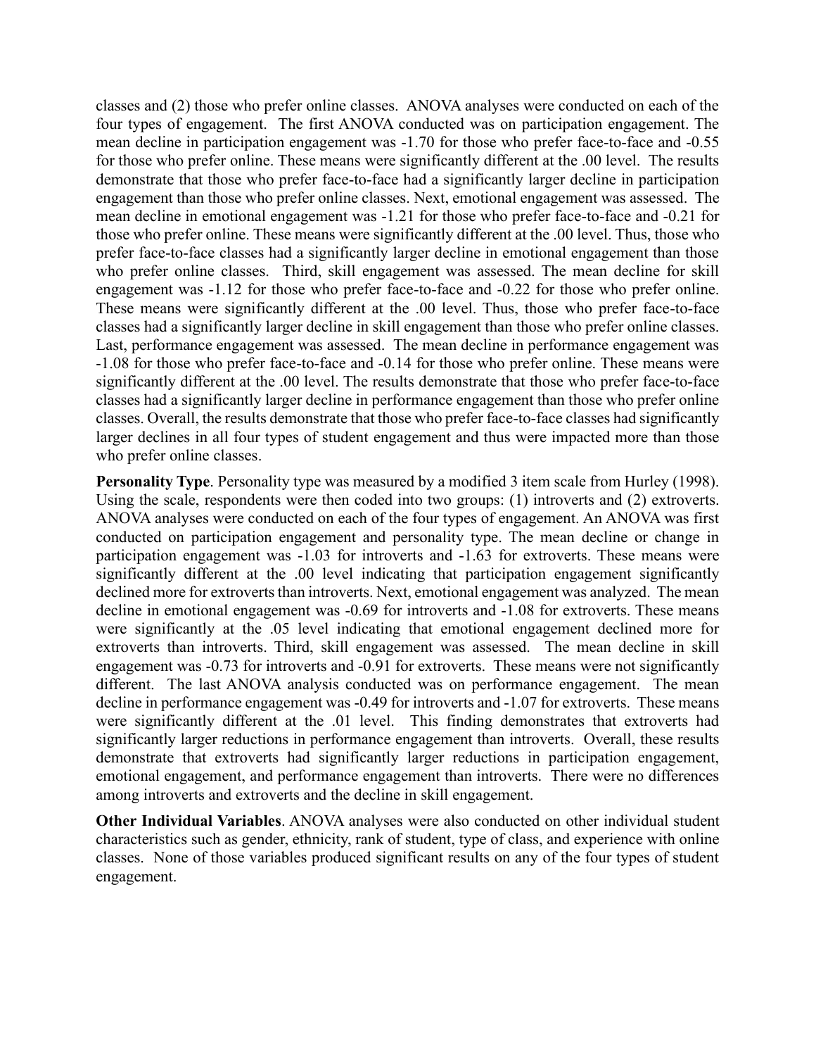classes and (2) those who prefer online classes. ANOVA analyses were conducted on each of the four types of engagement. The first ANOVA conducted was on participation engagement. The mean decline in participation engagement was -1.70 for those who prefer face-to-face and -0.55 for those who prefer online. These means were significantly different at the .00 level. The results demonstrate that those who prefer face-to-face had a significantly larger decline in participation engagement than those who prefer online classes. Next, emotional engagement was assessed. The mean decline in emotional engagement was -1.21 for those who prefer face-to-face and -0.21 for those who prefer online. These means were significantly different at the .00 level. Thus, those who prefer face-to-face classes had a significantly larger decline in emotional engagement than those who prefer online classes. Third, skill engagement was assessed. The mean decline for skill engagement was -1.12 for those who prefer face-to-face and -0.22 for those who prefer online. These means were significantly different at the .00 level. Thus, those who prefer face-to-face classes had a significantly larger decline in skill engagement than those who prefer online classes. Last, performance engagement was assessed. The mean decline in performance engagement was -1.08 for those who prefer face-to-face and -0.14 for those who prefer online. These means were significantly different at the .00 level. The results demonstrate that those who prefer face-to-face classes had a significantly larger decline in performance engagement than those who prefer online classes. Overall, the results demonstrate that those who prefer face-to-face classes had significantly larger declines in all four types of student engagement and thus were impacted more than those who prefer online classes.

**Personality Type**. Personality type was measured by a modified 3 item scale from Hurley (1998). Using the scale, respondents were then coded into two groups: (1) introverts and (2) extroverts. ANOVA analyses were conducted on each of the four types of engagement. An ANOVA was first conducted on participation engagement and personality type. The mean decline or change in participation engagement was -1.03 for introverts and -1.63 for extroverts. These means were significantly different at the .00 level indicating that participation engagement significantly declined more for extroverts than introverts. Next, emotional engagement was analyzed. The mean decline in emotional engagement was -0.69 for introverts and -1.08 for extroverts. These means were significantly at the .05 level indicating that emotional engagement declined more for extroverts than introverts. Third, skill engagement was assessed. The mean decline in skill engagement was -0.73 for introverts and -0.91 for extroverts. These means were not significantly different. The last ANOVA analysis conducted was on performance engagement. The mean decline in performance engagement was -0.49 for introverts and -1.07 for extroverts. These means were significantly different at the .01 level. This finding demonstrates that extroverts had significantly larger reductions in performance engagement than introverts. Overall, these results demonstrate that extroverts had significantly larger reductions in participation engagement, emotional engagement, and performance engagement than introverts. There were no differences among introverts and extroverts and the decline in skill engagement.

**Other Individual Variables**. ANOVA analyses were also conducted on other individual student characteristics such as gender, ethnicity, rank of student, type of class, and experience with online classes. None of those variables produced significant results on any of the four types of student engagement.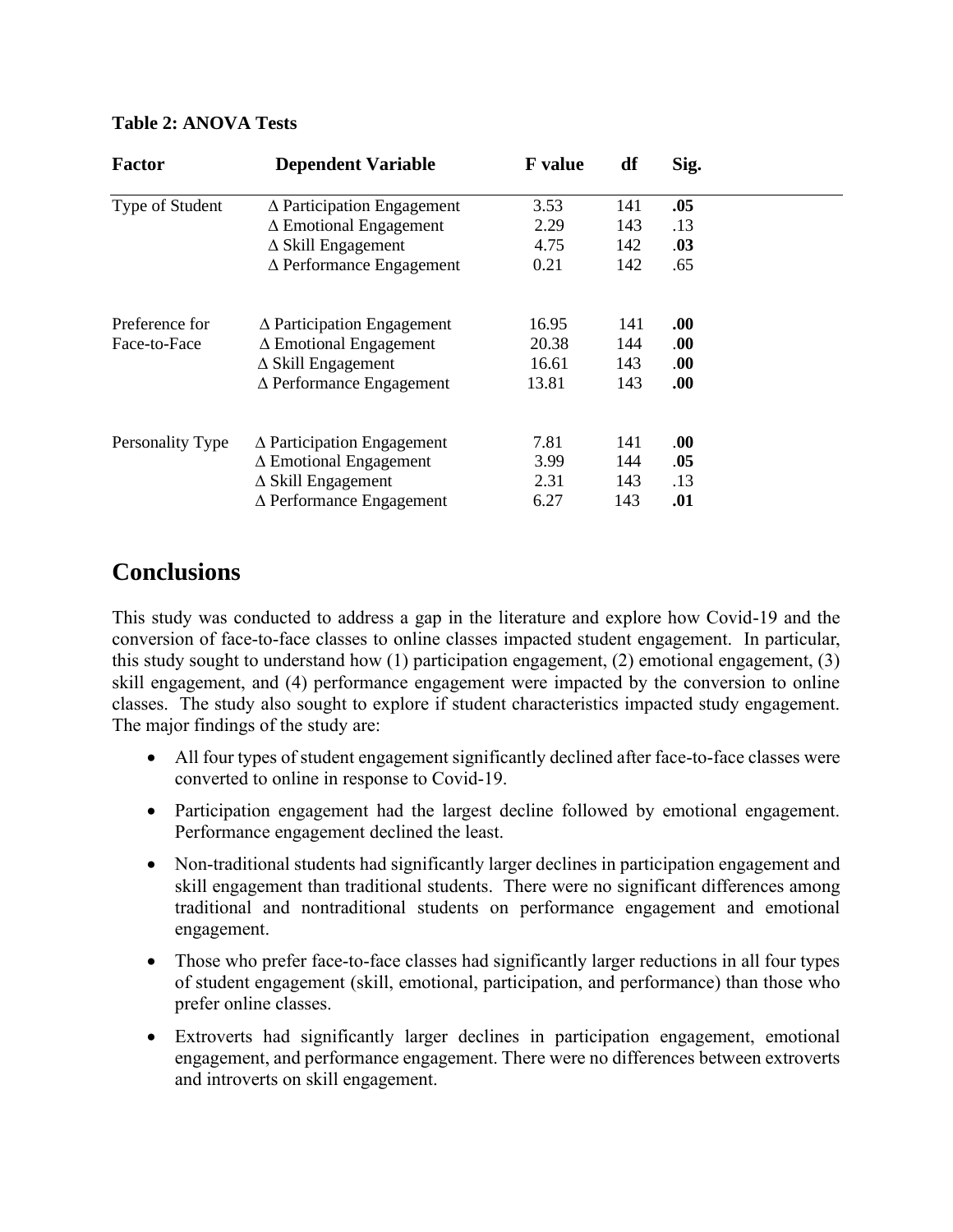**Table 2: ANOVA Tests**

| Factor | Dependent Variable | F value | df | Sig. |
|---|---|---|---|---|
| Type of Student | Δ Participation Engagement | 3.53 | 141 | **.05** |
| | Δ Emotional Engagement | 2.29 | 143 | .13 |
| | Δ Skill Engagement | 4.75 | 142 | **.03** |
| | Δ Performance Engagement | 0.21 | 142 | .65 |
| Preference for Face-to-Face | Δ Participation Engagement | 16.95 | 141 | **.00** |
| | Δ Emotional Engagement | 20.38 | 144 | **.00** |
| | Δ Skill Engagement | 16.61 | 143 | **.00** |
| | Δ Performance Engagement | 13.81 | 143 | **.00** |
| Personality Type | Δ Participation Engagement | 7.81 | 141 | **.00** |
| | Δ Emotional Engagement | 3.99 | 144 | **.05** |
| | Δ Skill Engagement | 2.31 | 143 | .13 |
| | Δ Performance Engagement | 6.27 | 143 | **.01** |

# Conclusions

This study was conducted to address a gap in the literature and explore how Covid-19 and the conversion of face-to-face classes to online classes impacted student engagement. In particular, this study sought to understand how (1) participation engagement, (2) emotional engagement, (3) skill engagement, and (4) performance engagement were impacted by the conversion to online classes. The study also sought to explore if student characteristics impacted study engagement. The major findings of the study are:

- All four types of student engagement significantly declined after face-to-face classes were converted to online in response to Covid-19.
- Participation engagement had the largest decline followed by emotional engagement. Performance engagement declined the least.
- Non-traditional students had significantly larger declines in participation engagement and skill engagement than traditional students. There were no significant differences among traditional and nontraditional students on performance engagement and emotional engagement.
- Those who prefer face-to-face classes had significantly larger reductions in all four types of student engagement (skill, emotional, participation, and performance) than those who prefer online classes.
- Extroverts had significantly larger declines in participation engagement, emotional engagement, and performance engagement. There were no differences between extroverts and introverts on skill engagement.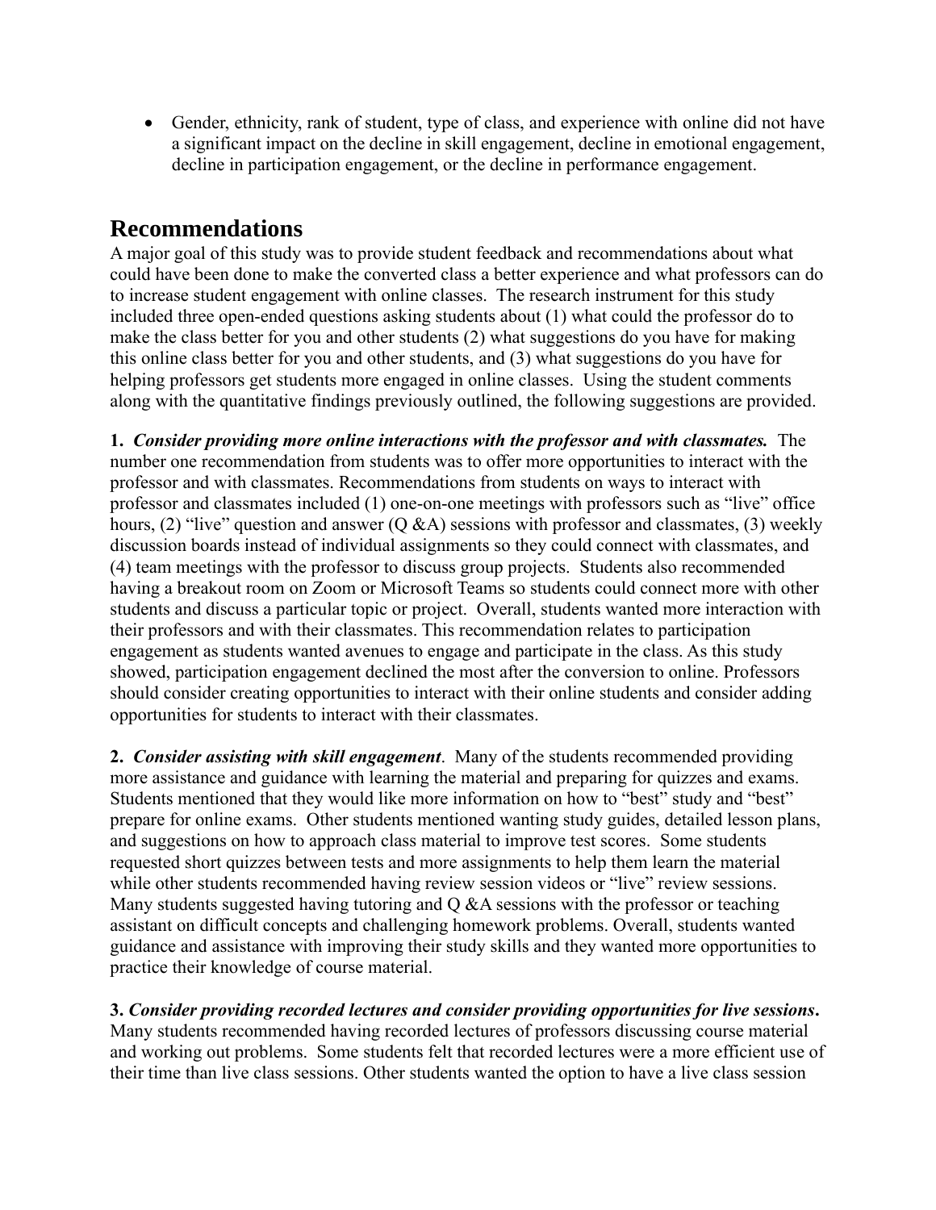- Gender, ethnicity, rank of student, type of class, and experience with online did not have a significant impact on the decline in skill engagement, decline in emotional engagement, decline in participation engagement, or the decline in performance engagement.

## Recommendations

A major goal of this study was to provide student feedback and recommendations about what could have been done to make the converted class a better experience and what professors can do to increase student engagement with online classes. The research instrument for this study included three open-ended questions asking students about (1) what could the professor do to make the class better for you and other students (2) what suggestions do you have for making this online class better for you and other students, and (3) what suggestions do you have for helping professors get students more engaged in online classes. Using the student comments along with the quantitative findings previously outlined, the following suggestions are provided.

**1.** ***Consider providing more online interactions with the professor and with classmates.*** The number one recommendation from students was to offer more opportunities to interact with the professor and with classmates. Recommendations from students on ways to interact with professor and classmates included (1) one-on-one meetings with professors such as "live" office hours, (2) "live" question and answer (Q &A) sessions with professor and classmates, (3) weekly discussion boards instead of individual assignments so they could connect with classmates, and (4) team meetings with the professor to discuss group projects. Students also recommended having a breakout room on Zoom or Microsoft Teams so students could connect more with other students and discuss a particular topic or project. Overall, students wanted more interaction with their professors and with their classmates. This recommendation relates to participation engagement as students wanted avenues to engage and participate in the class. As this study showed, participation engagement declined the most after the conversion to online. Professors should consider creating opportunities to interact with their online students and consider adding opportunities for students to interact with their classmates.

**2.** ***Consider assisting with skill engagement***. Many of the students recommended providing more assistance and guidance with learning the material and preparing for quizzes and exams. Students mentioned that they would like more information on how to "best" study and "best" prepare for online exams. Other students mentioned wanting study guides, detailed lesson plans, and suggestions on how to approach class material to improve test scores. Some students requested short quizzes between tests and more assignments to help them learn the material while other students recommended having review session videos or "live" review sessions. Many students suggested having tutoring and Q &A sessions with the professor or teaching assistant on difficult concepts and challenging homework problems. Overall, students wanted guidance and assistance with improving their study skills and they wanted more opportunities to practice their knowledge of course material.

**3.** ***Consider providing recorded lectures and consider providing opportunities for live sessions*.** Many students recommended having recorded lectures of professors discussing course material and working out problems. Some students felt that recorded lectures were a more efficient use of their time than live class sessions. Other students wanted the option to have a live class session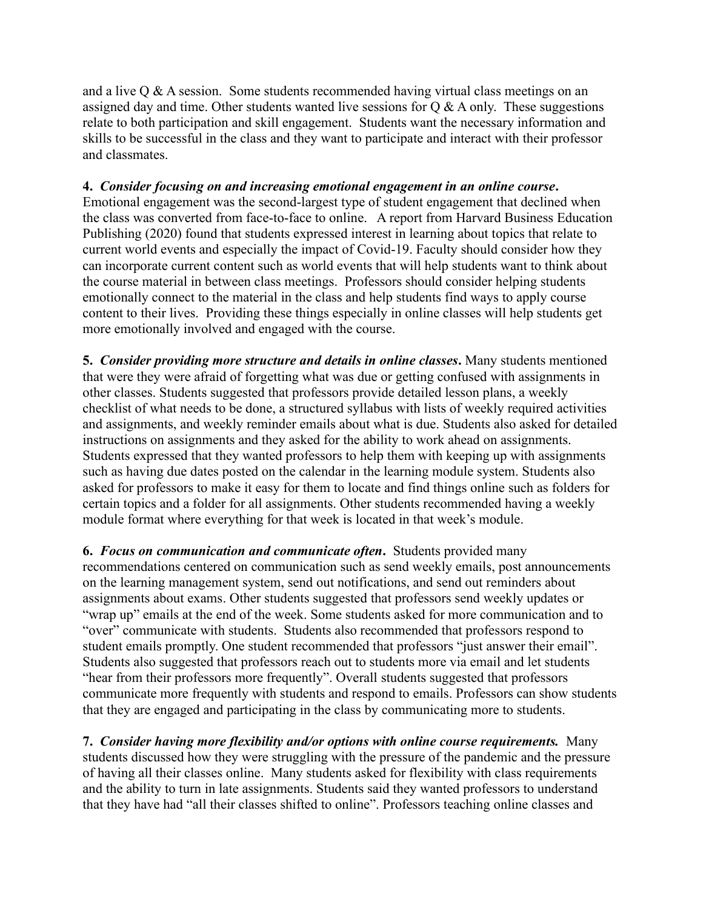and a live Q & A session. Some students recommended having virtual class meetings on an assigned day and time. Other students wanted live sessions for Q & A only. These suggestions relate to both participation and skill engagement. Students want the necessary information and skills to be successful in the class and they want to participate and interact with their professor and classmates.

**4.** ***Consider focusing on and increasing emotional engagement in an online course*.** Emotional engagement was the second-largest type of student engagement that declined when the class was converted from face-to-face to online. A report from Harvard Business Education Publishing (2020) found that students expressed interest in learning about topics that relate to current world events and especially the impact of Covid-19. Faculty should consider how they can incorporate current content such as world events that will help students want to think about the course material in between class meetings. Professors should consider helping students emotionally connect to the material in the class and help students find ways to apply course content to their lives. Providing these things especially in online classes will help students get more emotionally involved and engaged with the course.

**5.** ***Consider providing more structure and details in online classes*.** Many students mentioned that were they were afraid of forgetting what was due or getting confused with assignments in other classes. Students suggested that professors provide detailed lesson plans, a weekly checklist of what needs to be done, a structured syllabus with lists of weekly required activities and assignments, and weekly reminder emails about what is due. Students also asked for detailed instructions on assignments and they asked for the ability to work ahead on assignments. Students expressed that they wanted professors to help them with keeping up with assignments such as having due dates posted on the calendar in the learning module system. Students also asked for professors to make it easy for them to locate and find things online such as folders for certain topics and a folder for all assignments. Other students recommended having a weekly module format where everything for that week is located in that week's module.

**6.** ***Focus on communication and communicate often*.** Students provided many recommendations centered on communication such as send weekly emails, post announcements on the learning management system, send out notifications, and send out reminders about assignments about exams. Other students suggested that professors send weekly updates or "wrap up" emails at the end of the week. Some students asked for more communication and to "over" communicate with students. Students also recommended that professors respond to student emails promptly. One student recommended that professors "just answer their email". Students also suggested that professors reach out to students more via email and let students "hear from their professors more frequently". Overall students suggested that professors communicate more frequently with students and respond to emails. Professors can show students that they are engaged and participating in the class by communicating more to students.

**7.** ***Consider having more flexibility and/or options with online course requirements.*** Many students discussed how they were struggling with the pressure of the pandemic and the pressure of having all their classes online. Many students asked for flexibility with class requirements and the ability to turn in late assignments. Students said they wanted professors to understand that they have had "all their classes shifted to online". Professors teaching online classes and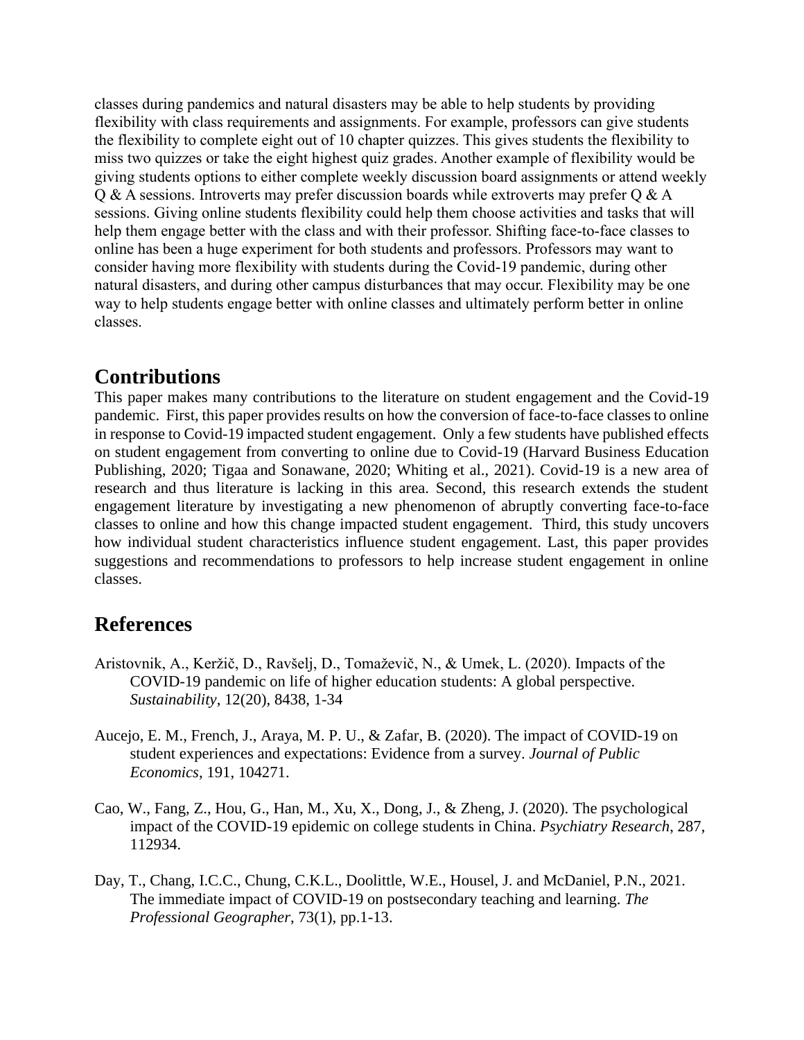classes during pandemics and natural disasters may be able to help students by providing flexibility with class requirements and assignments. For example, professors can give students the flexibility to complete eight out of 10 chapter quizzes. This gives students the flexibility to miss two quizzes or take the eight highest quiz grades. Another example of flexibility would be giving students options to either complete weekly discussion board assignments or attend weekly Q & A sessions. Introverts may prefer discussion boards while extroverts may prefer Q & A sessions. Giving online students flexibility could help them choose activities and tasks that will help them engage better with the class and with their professor. Shifting face-to-face classes to online has been a huge experiment for both students and professors. Professors may want to consider having more flexibility with students during the Covid-19 pandemic, during other natural disasters, and during other campus disturbances that may occur. Flexibility may be one way to help students engage better with online classes and ultimately perform better in online classes.

## Contributions

This paper makes many contributions to the literature on student engagement and the Covid-19 pandemic. First, this paper provides results on how the conversion of face-to-face classes to online in response to Covid-19 impacted student engagement. Only a few students have published effects on student engagement from converting to online due to Covid-19 (Harvard Business Education Publishing, 2020; Tigaa and Sonawane, 2020; Whiting et al., 2021). Covid-19 is a new area of research and thus literature is lacking in this area. Second, this research extends the student engagement literature by investigating a new phenomenon of abruptly converting face-to-face classes to online and how this change impacted student engagement. Third, this study uncovers how individual student characteristics influence student engagement. Last, this paper provides suggestions and recommendations to professors to help increase student engagement in online classes.

## References

Aristovnik, A., Keržič, D., Ravšelj, D., Tomaževič, N., & Umek, L. (2020). Impacts of the COVID-19 pandemic on life of higher education students: A global perspective. *Sustainability*, 12(20), 8438, 1-34

Aucejo, E. M., French, J., Araya, M. P. U., & Zafar, B. (2020). The impact of COVID-19 on student experiences and expectations: Evidence from a survey. *Journal of Public Economics*, 191, 104271.

Cao, W., Fang, Z., Hou, G., Han, M., Xu, X., Dong, J., & Zheng, J. (2020). The psychological impact of the COVID-19 epidemic on college students in China. *Psychiatry Research*, 287, 112934.

Day, T., Chang, I.C.C., Chung, C.K.L., Doolittle, W.E., Housel, J. and McDaniel, P.N., 2021. The immediate impact of COVID-19 on postsecondary teaching and learning. *The Professional Geographer*, 73(1), pp.1-13.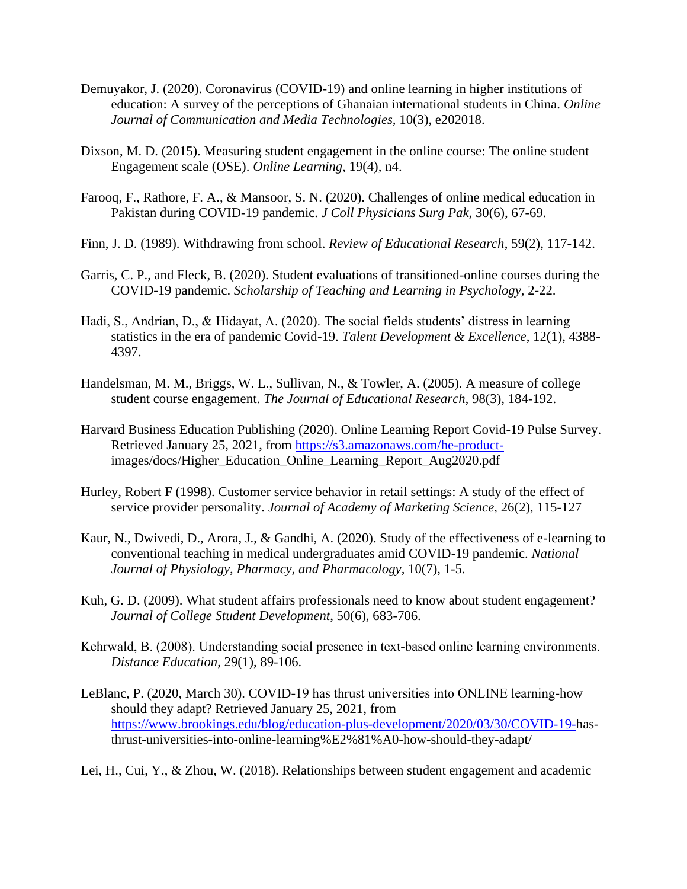Demuyakor, J. (2020). Coronavirus (COVID-19) and online learning in higher institutions of education: A survey of the perceptions of Ghanaian international students in China. *Online Journal of Communication and Media Technologies*, 10(3), e202018.

Dixson, M. D. (2015). Measuring student engagement in the online course: The online student Engagement scale (OSE). *Online Learning*, 19(4), n4.

Farooq, F., Rathore, F. A., & Mansoor, S. N. (2020). Challenges of online medical education in Pakistan during COVID-19 pandemic. *J Coll Physicians Surg Pak*, 30(6), 67-69.

Finn, J. D. (1989). Withdrawing from school. *Review of Educational Research*, 59(2), 117-142.

Garris, C. P., and Fleck, B. (2020). Student evaluations of transitioned-online courses during the COVID-19 pandemic. *Scholarship of Teaching and Learning in Psychology*, 2-22.

Hadi, S., Andrian, D., & Hidayat, A. (2020). The social fields students' distress in learning statistics in the era of pandemic Covid-19. *Talent Development & Excellence*, 12(1), 4388-4397.

Handelsman, M. M., Briggs, W. L., Sullivan, N., & Towler, A. (2005). A measure of college student course engagement. *The Journal of Educational Research*, 98(3), 184-192.

Harvard Business Education Publishing (2020). Online Learning Report Covid-19 Pulse Survey. Retrieved January 25, 2021, from https://s3.amazonaws.com/he-product-images/docs/Higher_Education_Online_Learning_Report_Aug2020.pdf

Hurley, Robert F (1998). Customer service behavior in retail settings: A study of the effect of service provider personality. *Journal of Academy of Marketing Science*, 26(2), 115-127

Kaur, N., Dwivedi, D., Arora, J., & Gandhi, A. (2020). Study of the effectiveness of e-learning to conventional teaching in medical undergraduates amid COVID-19 pandemic. *National Journal of Physiology, Pharmacy, and Pharmacology*, 10(7), 1-5.

Kuh, G. D. (2009). What student affairs professionals need to know about student engagement? *Journal of College Student Development*, 50(6), 683-706.

Kehrwald, B. (2008). Understanding social presence in text-based online learning environments. *Distance Education*, 29(1), 89-106.

LeBlanc, P. (2020, March 30). COVID-19 has thrust universities into ONLINE learning-how should they adapt? Retrieved January 25, 2021, from https://www.brookings.edu/blog/education-plus-development/2020/03/30/COVID-19-has-thrust-universities-into-online-learning%E2%81%A0-how-should-they-adapt/

Lei, H., Cui, Y., & Zhou, W. (2018). Relationships between student engagement and academic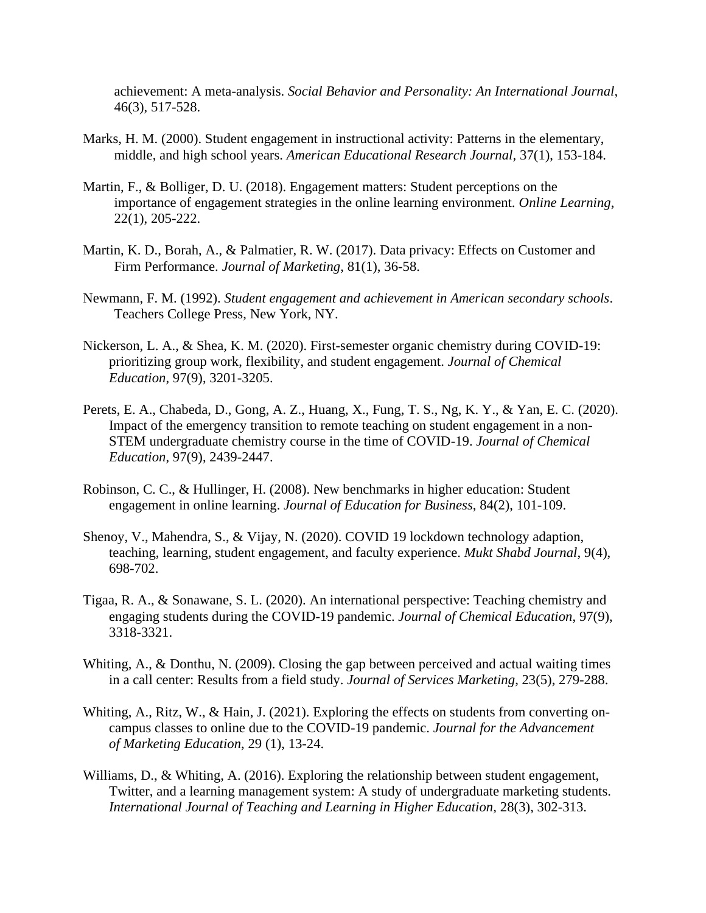achievement: A meta-analysis. *Social Behavior and Personality: An International Journal*, 46(3), 517-528.

Marks, H. M. (2000). Student engagement in instructional activity: Patterns in the elementary, middle, and high school years. *American Educational Research Journal*, 37(1), 153-184.

Martin, F., & Bolliger, D. U. (2018). Engagement matters: Student perceptions on the importance of engagement strategies in the online learning environment. *Online Learning*, 22(1), 205-222.

Martin, K. D., Borah, A., & Palmatier, R. W. (2017). Data privacy: Effects on Customer and Firm Performance. *Journal of Marketing*, 81(1), 36-58.

Newmann, F. M. (1992). *Student engagement and achievement in American secondary schools*. Teachers College Press, New York, NY.

Nickerson, L. A., & Shea, K. M. (2020). First-semester organic chemistry during COVID-19: prioritizing group work, flexibility, and student engagement. *Journal of Chemical Education*, 97(9), 3201-3205.

Perets, E. A., Chabeda, D., Gong, A. Z., Huang, X., Fung, T. S., Ng, K. Y., & Yan, E. C. (2020). Impact of the emergency transition to remote teaching on student engagement in a non-STEM undergraduate chemistry course in the time of COVID-19. *Journal of Chemical Education*, 97(9), 2439-2447.

Robinson, C. C., & Hullinger, H. (2008). New benchmarks in higher education: Student engagement in online learning. *Journal of Education for Business*, 84(2), 101-109.

Shenoy, V., Mahendra, S., & Vijay, N. (2020). COVID 19 lockdown technology adaption, teaching, learning, student engagement, and faculty experience. *Mukt Shabd Journal*, 9(4), 698-702.

Tigaa, R. A., & Sonawane, S. L. (2020). An international perspective: Teaching chemistry and engaging students during the COVID-19 pandemic. *Journal of Chemical Education*, 97(9), 3318-3321.

Whiting, A., & Donthu, N. (2009). Closing the gap between perceived and actual waiting times in a call center: Results from a field study. *Journal of Services Marketing*, 23(5), 279-288.

Whiting, A., Ritz, W., & Hain, J. (2021). Exploring the effects on students from converting on-campus classes to online due to the COVID-19 pandemic. *Journal for the Advancement of Marketing Education*, 29 (1), 13-24.

Williams, D., & Whiting, A. (2016). Exploring the relationship between student engagement, Twitter, and a learning management system: A study of undergraduate marketing students. *International Journal of Teaching and Learning in Higher Education*, 28(3), 302-313.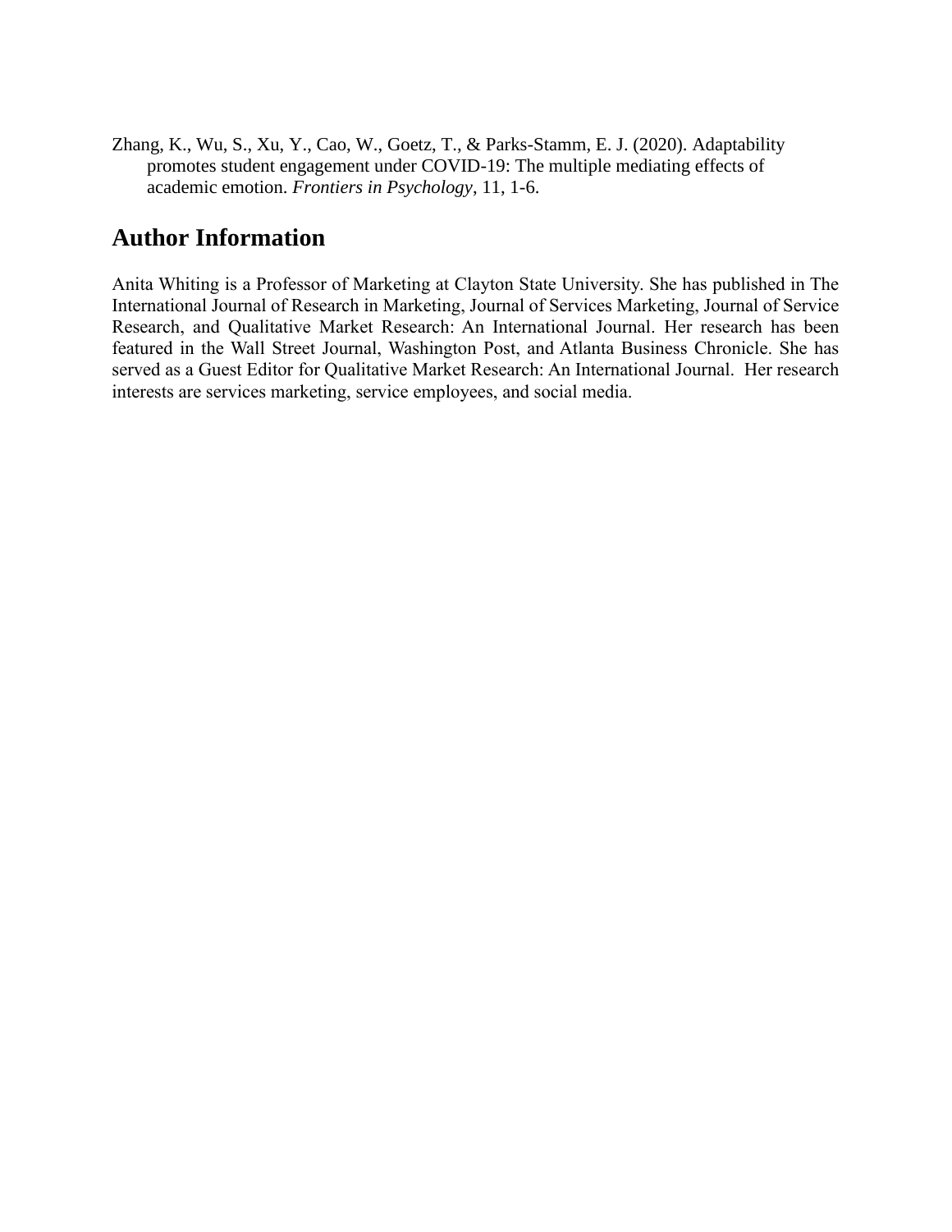Zhang, K., Wu, S., Xu, Y., Cao, W., Goetz, T., & Parks-Stamm, E. J. (2020). Adaptability promotes student engagement under COVID-19: The multiple mediating effects of academic emotion. *Frontiers in Psychology*, 11, 1-6.

## Author Information

Anita Whiting is a Professor of Marketing at Clayton State University. She has published in The International Journal of Research in Marketing, Journal of Services Marketing, Journal of Service Research, and Qualitative Market Research: An International Journal. Her research has been featured in the Wall Street Journal, Washington Post, and Atlanta Business Chronicle. She has served as a Guest Editor for Qualitative Market Research: An International Journal. Her research interests are services marketing, service employees, and social media.